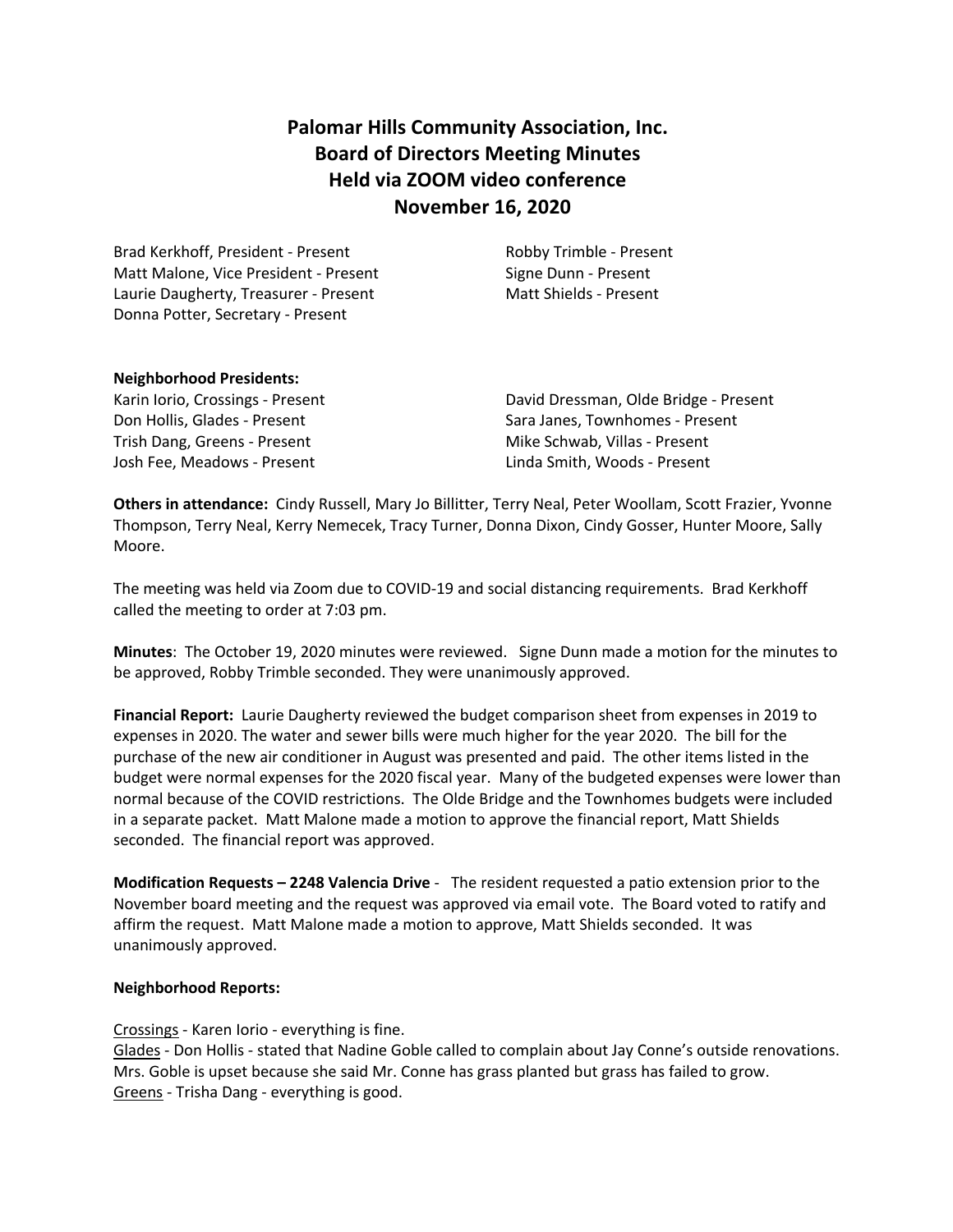# Palomar Hills Community Association, Inc.
# Board of Directors Meeting Minutes
# Held via ZOOM video conference
# November 16, 2020

Brad Kerkhoff, President - Present
Matt Malone, Vice President - Present
Laurie Daugherty, Treasurer - Present
Donna Potter, Secretary - Present
Robby Trimble - Present
Signe Dunn - Present
Matt Shields - Present

**Neighborhood Presidents:**

Karin Iorio, Crossings - Present
Don Hollis, Glades - Present
Trish Dang, Greens - Present
Josh Fee, Meadows - Present
David Dressman, Olde Bridge - Present
Sara Janes, Townhomes - Present
Mike Schwab, Villas - Present
Linda Smith, Woods - Present

**Others in attendance:** Cindy Russell, Mary Jo Billitter, Terry Neal, Peter Woollam, Scott Frazier, Yvonne Thompson, Terry Neal, Kerry Nemecek, Tracy Turner, Donna Dixon, Cindy Gosser, Hunter Moore, Sally Moore.

The meeting was held via Zoom due to COVID-19 and social distancing requirements. Brad Kerkhoff called the meeting to order at 7:03 pm.

**Minutes**: The October 19, 2020 minutes were reviewed. Signe Dunn made a motion for the minutes to be approved, Robby Trimble seconded. They were unanimously approved.

**Financial Report:** Laurie Daugherty reviewed the budget comparison sheet from expenses in 2019 to expenses in 2020. The water and sewer bills were much higher for the year 2020. The bill for the purchase of the new air conditioner in August was presented and paid. The other items listed in the budget were normal expenses for the 2020 fiscal year. Many of the budgeted expenses were lower than normal because of the COVID restrictions. The Olde Bridge and the Townhomes budgets were included in a separate packet. Matt Malone made a motion to approve the financial report, Matt Shields seconded. The financial report was approved.

**Modification Requests – 2248 Valencia Drive** - The resident requested a patio extension prior to the November board meeting and the request was approved via email vote. The Board voted to ratify and affirm the request. Matt Malone made a motion to approve, Matt Shields seconded. It was unanimously approved.

**Neighborhood Reports:**

Crossings - Karen Iorio - everything is fine.
Glades - Don Hollis - stated that Nadine Goble called to complain about Jay Conne's outside renovations. Mrs. Goble is upset because she said Mr. Conne has grass planted but grass has failed to grow.
Greens - Trisha Dang - everything is good.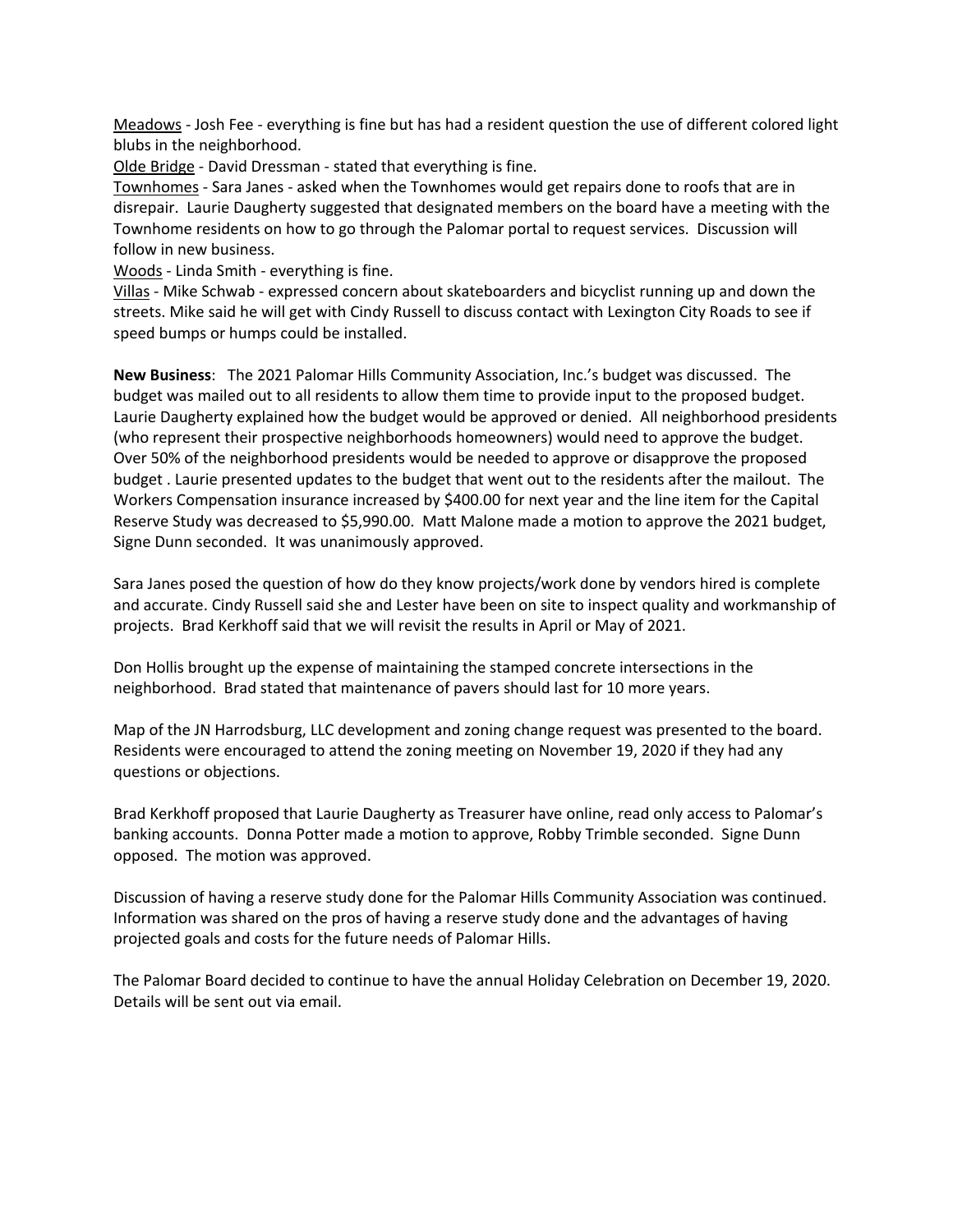<u>Meadows</u> - Josh Fee - everything is fine but has had a resident question the use of different colored light blubs in the neighborhood.
<u>Olde Bridge</u> - David Dressman - stated that everything is fine.
<u>Townhomes</u> - Sara Janes - asked when the Townhomes would get repairs done to roofs that are in disrepair. Laurie Daugherty suggested that designated members on the board have a meeting with the Townhome residents on how to go through the Palomar portal to request services. Discussion will follow in new business.
<u>Woods</u> - Linda Smith - everything is fine.
<u>Villas</u> - Mike Schwab - expressed concern about skateboarders and bicyclist running up and down the streets. Mike said he will get with Cindy Russell to discuss contact with Lexington City Roads to see if speed bumps or humps could be installed.

**New Business**: The 2021 Palomar Hills Community Association, Inc.'s budget was discussed. The budget was mailed out to all residents to allow them time to provide input to the proposed budget. Laurie Daugherty explained how the budget would be approved or denied. All neighborhood presidents (who represent their prospective neighborhoods homeowners) would need to approve the budget. Over 50% of the neighborhood presidents would be needed to approve or disapprove the proposed budget . Laurie presented updates to the budget that went out to the residents after the mailout. The Workers Compensation insurance increased by $400.00 for next year and the line item for the Capital Reserve Study was decreased to $5,990.00. Matt Malone made a motion to approve the 2021 budget, Signe Dunn seconded. It was unanimously approved.

Sara Janes posed the question of how do they know projects/work done by vendors hired is complete and accurate. Cindy Russell said she and Lester have been on site to inspect quality and workmanship of projects. Brad Kerkhoff said that we will revisit the results in April or May of 2021.

Don Hollis brought up the expense of maintaining the stamped concrete intersections in the neighborhood. Brad stated that maintenance of pavers should last for 10 more years.

Map of the JN Harrodsburg, LLC development and zoning change request was presented to the board. Residents were encouraged to attend the zoning meeting on November 19, 2020 if they had any questions or objections.

Brad Kerkhoff proposed that Laurie Daugherty as Treasurer have online, read only access to Palomar's banking accounts. Donna Potter made a motion to approve, Robby Trimble seconded. Signe Dunn opposed. The motion was approved.

Discussion of having a reserve study done for the Palomar Hills Community Association was continued. Information was shared on the pros of having a reserve study done and the advantages of having projected goals and costs for the future needs of Palomar Hills.

The Palomar Board decided to continue to have the annual Holiday Celebration on December 19, 2020. Details will be sent out via email.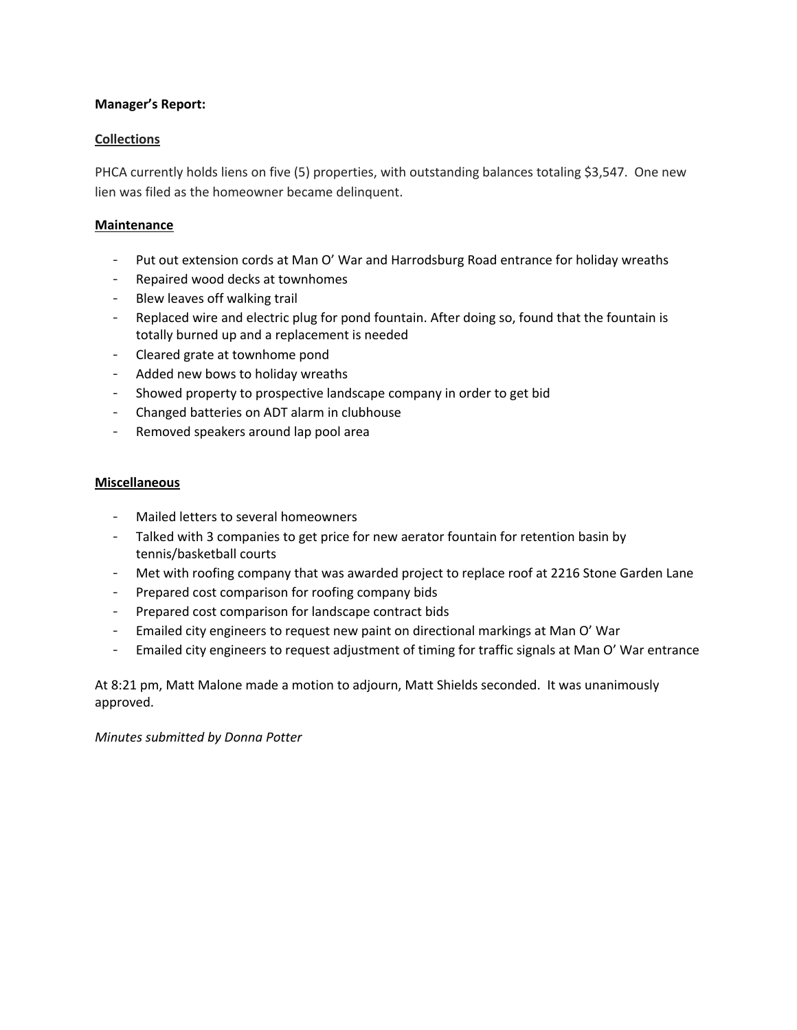**Manager's Report:**

**Collections**

PHCA currently holds liens on five (5) properties, with outstanding balances totaling $3,547. One new lien was filed as the homeowner became delinquent.

**Maintenance**

- Put out extension cords at Man O' War and Harrodsburg Road entrance for holiday wreaths
- Repaired wood decks at townhomes
- Blew leaves off walking trail
- Replaced wire and electric plug for pond fountain. After doing so, found that the fountain is totally burned up and a replacement is needed
- Cleared grate at townhome pond
- Added new bows to holiday wreaths
- Showed property to prospective landscape company in order to get bid
- Changed batteries on ADT alarm in clubhouse
- Removed speakers around lap pool area

**Miscellaneous**

- Mailed letters to several homeowners
- Talked with 3 companies to get price for new aerator fountain for retention basin by tennis/basketball courts
- Met with roofing company that was awarded project to replace roof at 2216 Stone Garden Lane
- Prepared cost comparison for roofing company bids
- Prepared cost comparison for landscape contract bids
- Emailed city engineers to request new paint on directional markings at Man O' War
- Emailed city engineers to request adjustment of timing for traffic signals at Man O' War entrance

At 8:21 pm, Matt Malone made a motion to adjourn, Matt Shields seconded. It was unanimously approved.

*Minutes submitted by Donna Potter*